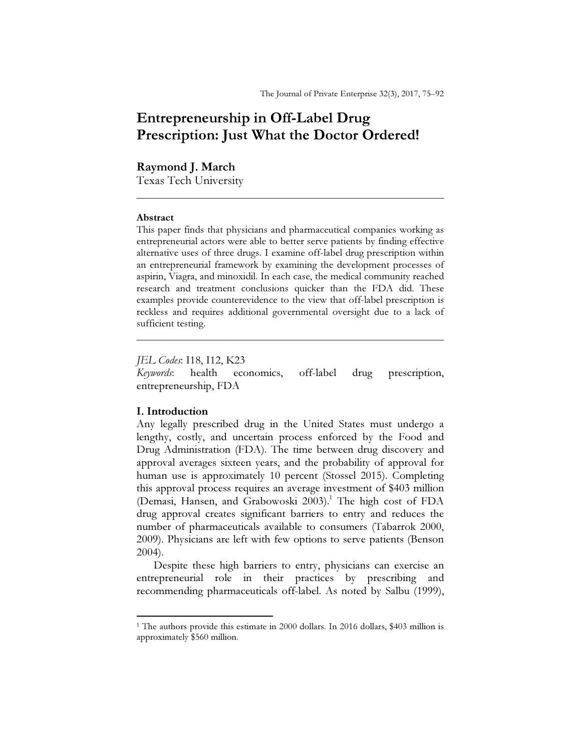# Entrepreneurship in Off-Label Drug Prescription: Just What the Doctor Ordered!

**Raymond J. March**
Texas Tech University

---

**Abstract**

This paper finds that physicians and pharmaceutical companies working as entrepreneurial actors were able to better serve patients by finding effective alternative uses of three drugs. I examine off-label drug prescription within an entrepreneurial framework by examining the development processes of aspirin, Viagra, and minoxidil. In each case, the medical community reached research and treatment conclusions quicker than the FDA did. These examples provide counterevidence to the view that off-label prescription is reckless and requires additional governmental oversight due to a lack of sufficient testing.

---

*JEL Codes*: I18, I12, K23
*Keywords*: health economics, off-label drug prescription, entrepreneurship, FDA

## I. Introduction

Any legally prescribed drug in the United States must undergo a lengthy, costly, and uncertain process enforced by the Food and Drug Administration (FDA). The time between drug discovery and approval averages sixteen years, and the probability of approval for human use is approximately 10 percent (Stossel 2015). Completing this approval process requires an average investment of $403 million (Demasi, Hansen, and Grabowoski 2003).[1] The high cost of FDA drug approval creates significant barriers to entry and reduces the number of pharmaceuticals available to consumers (Tabarrok 2000, 2009). Physicians are left with few options to serve patients (Benson 2004).

Despite these high barriers to entry, physicians can exercise an entrepreneurial role in their practices by prescribing and recommending pharmaceuticals off-label. As noted by Salbu (1999),

---

[1] The authors provide this estimate in 2000 dollars. In 2016 dollars, $403 million is approximately $560 million.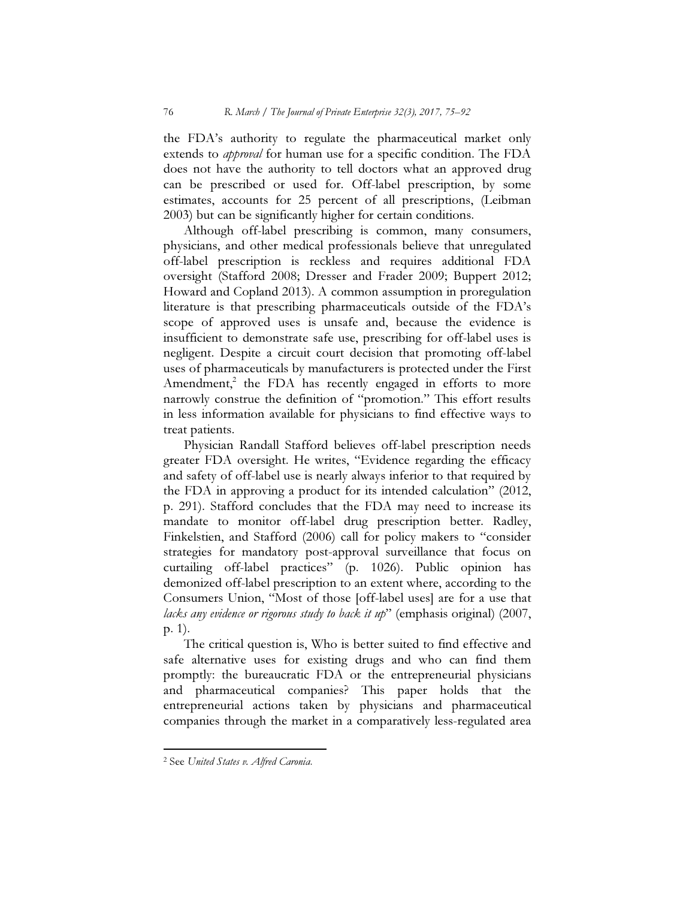the FDA's authority to regulate the pharmaceutical market only extends to *approval* for human use for a specific condition. The FDA does not have the authority to tell doctors what an approved drug can be prescribed or used for. Off-label prescription, by some estimates, accounts for 25 percent of all prescriptions, (Leibman 2003) but can be significantly higher for certain conditions.

Although off-label prescribing is common, many consumers, physicians, and other medical professionals believe that unregulated off-label prescription is reckless and requires additional FDA oversight (Stafford 2008; Dresser and Frader 2009; Buppert 2012; Howard and Copland 2013). A common assumption in proregulation literature is that prescribing pharmaceuticals outside of the FDA's scope of approved uses is unsafe and, because the evidence is insufficient to demonstrate safe use, prescribing for off-label uses is negligent. Despite a circuit court decision that promoting off-label uses of pharmaceuticals by manufacturers is protected under the First Amendment,[2] the FDA has recently engaged in efforts to more narrowly construe the definition of "promotion." This effort results in less information available for physicians to find effective ways to treat patients.

Physician Randall Stafford believes off-label prescription needs greater FDA oversight. He writes, "Evidence regarding the efficacy and safety of off-label use is nearly always inferior to that required by the FDA in approving a product for its intended calculation" (2012, p. 291). Stafford concludes that the FDA may need to increase its mandate to monitor off-label drug prescription better. Radley, Finkelstien, and Stafford (2006) call for policy makers to "consider strategies for mandatory post-approval surveillance that focus on curtailing off-label practices" (p. 1026). Public opinion has demonized off-label prescription to an extent where, according to the Consumers Union, "Most of those [off-label uses] are for a use that *lacks any evidence or rigorous study to back it up*" (emphasis original) (2007, p. 1).

The critical question is, Who is better suited to find effective and safe alternative uses for existing drugs and who can find them promptly: the bureaucratic FDA or the entrepreneurial physicians and pharmaceutical companies? This paper holds that the entrepreneurial actions taken by physicians and pharmaceutical companies through the market in a comparatively less-regulated area

[2] See *United States v. Alfred Caronia.*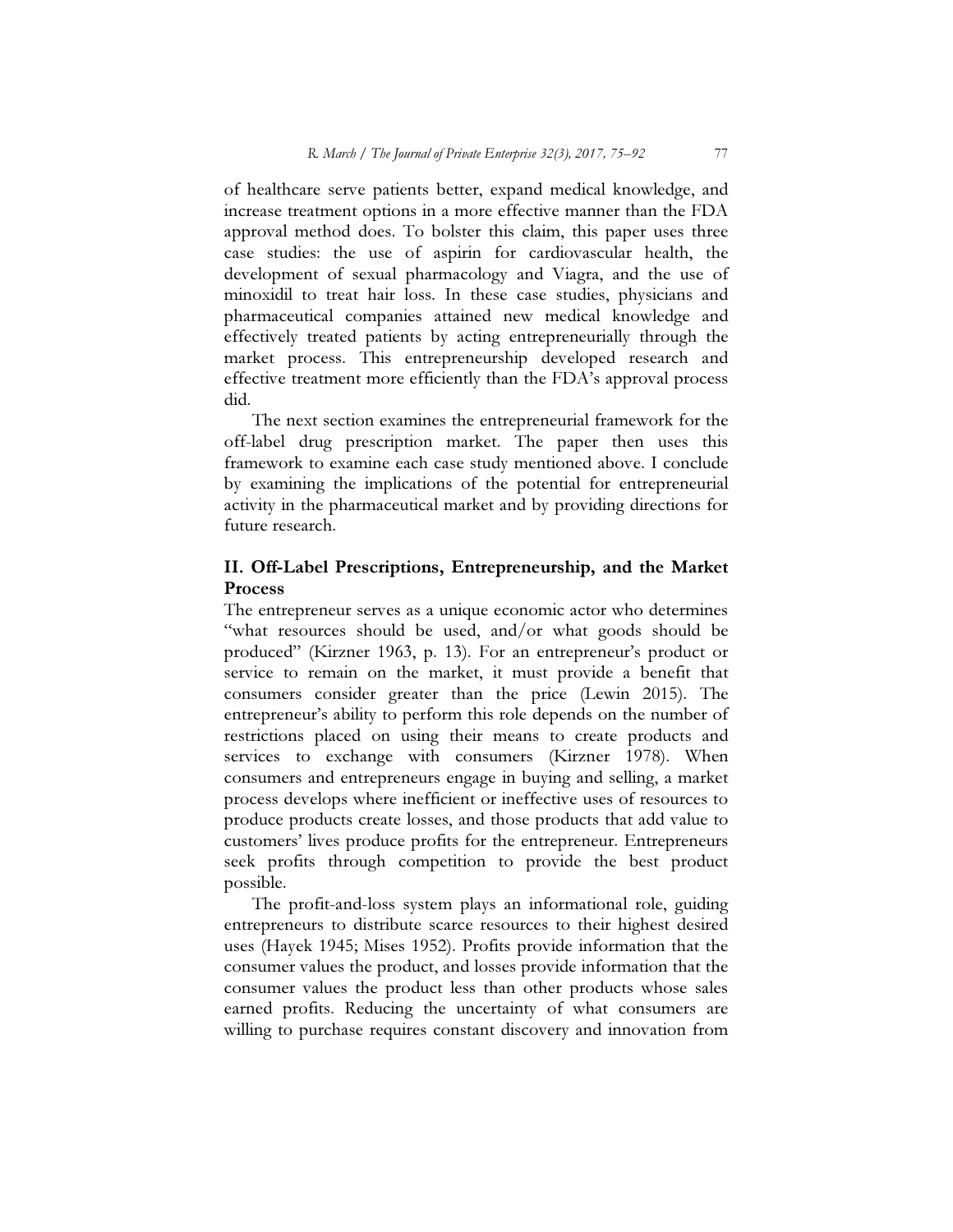of healthcare serve patients better, expand medical knowledge, and increase treatment options in a more effective manner than the FDA approval method does. To bolster this claim, this paper uses three case studies: the use of aspirin for cardiovascular health, the development of sexual pharmacology and Viagra, and the use of minoxidil to treat hair loss. In these case studies, physicians and pharmaceutical companies attained new medical knowledge and effectively treated patients by acting entrepreneurially through the market process. This entrepreneurship developed research and effective treatment more efficiently than the FDA's approval process did.

The next section examines the entrepreneurial framework for the off-label drug prescription market. The paper then uses this framework to examine each case study mentioned above. I conclude by examining the implications of the potential for entrepreneurial activity in the pharmaceutical market and by providing directions for future research.

## II. Off-Label Prescriptions, Entrepreneurship, and the Market Process

The entrepreneur serves as a unique economic actor who determines "what resources should be used, and/or what goods should be produced" (Kirzner 1963, p. 13). For an entrepreneur's product or service to remain on the market, it must provide a benefit that consumers consider greater than the price (Lewin 2015). The entrepreneur's ability to perform this role depends on the number of restrictions placed on using their means to create products and services to exchange with consumers (Kirzner 1978). When consumers and entrepreneurs engage in buying and selling, a market process develops where inefficient or ineffective uses of resources to produce products create losses, and those products that add value to customers' lives produce profits for the entrepreneur. Entrepreneurs seek profits through competition to provide the best product possible.

The profit-and-loss system plays an informational role, guiding entrepreneurs to distribute scarce resources to their highest desired uses (Hayek 1945; Mises 1952). Profits provide information that the consumer values the product, and losses provide information that the consumer values the product less than other products whose sales earned profits. Reducing the uncertainty of what consumers are willing to purchase requires constant discovery and innovation from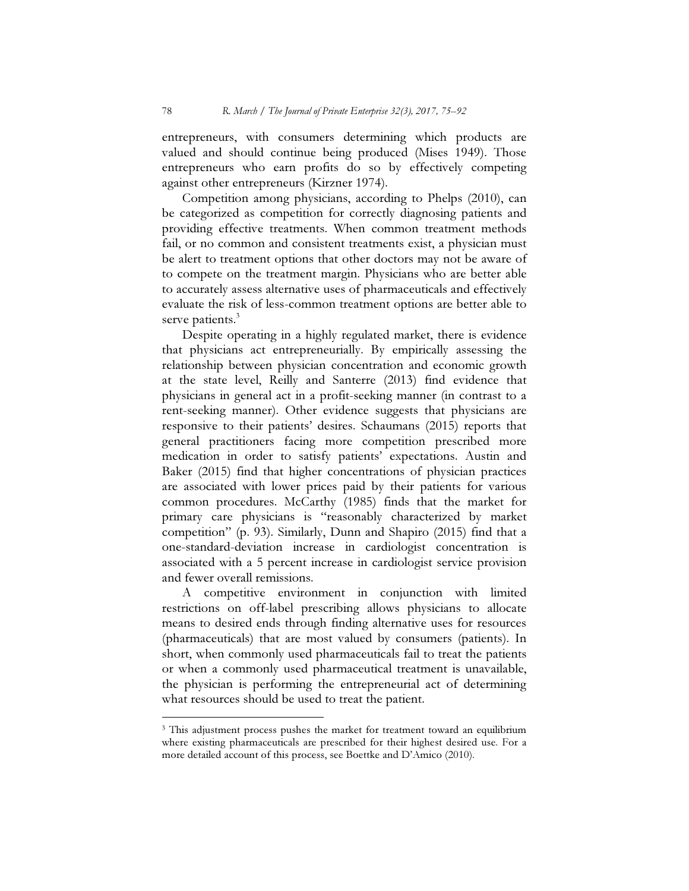entrepreneurs, with consumers determining which products are valued and should continue being produced (Mises 1949). Those entrepreneurs who earn profits do so by effectively competing against other entrepreneurs (Kirzner 1974).

Competition among physicians, according to Phelps (2010), can be categorized as competition for correctly diagnosing patients and providing effective treatments. When common treatment methods fail, or no common and consistent treatments exist, a physician must be alert to treatment options that other doctors may not be aware of to compete on the treatment margin. Physicians who are better able to accurately assess alternative uses of pharmaceuticals and effectively evaluate the risk of less-common treatment options are better able to serve patients.[3]

Despite operating in a highly regulated market, there is evidence that physicians act entrepreneurially. By empirically assessing the relationship between physician concentration and economic growth at the state level, Reilly and Santerre (2013) find evidence that physicians in general act in a profit-seeking manner (in contrast to a rent-seeking manner). Other evidence suggests that physicians are responsive to their patients' desires. Schaumans (2015) reports that general practitioners facing more competition prescribed more medication in order to satisfy patients' expectations. Austin and Baker (2015) find that higher concentrations of physician practices are associated with lower prices paid by their patients for various common procedures. McCarthy (1985) finds that the market for primary care physicians is "reasonably characterized by market competition" (p. 93). Similarly, Dunn and Shapiro (2015) find that a one-standard-deviation increase in cardiologist concentration is associated with a 5 percent increase in cardiologist service provision and fewer overall remissions.

A competitive environment in conjunction with limited restrictions on off-label prescribing allows physicians to allocate means to desired ends through finding alternative uses for resources (pharmaceuticals) that are most valued by consumers (patients). In short, when commonly used pharmaceuticals fail to treat the patients or when a commonly used pharmaceutical treatment is unavailable, the physician is performing the entrepreneurial act of determining what resources should be used to treat the patient.

[3] This adjustment process pushes the market for treatment toward an equilibrium where existing pharmaceuticals are prescribed for their highest desired use. For a more detailed account of this process, see Boettke and D'Amico (2010).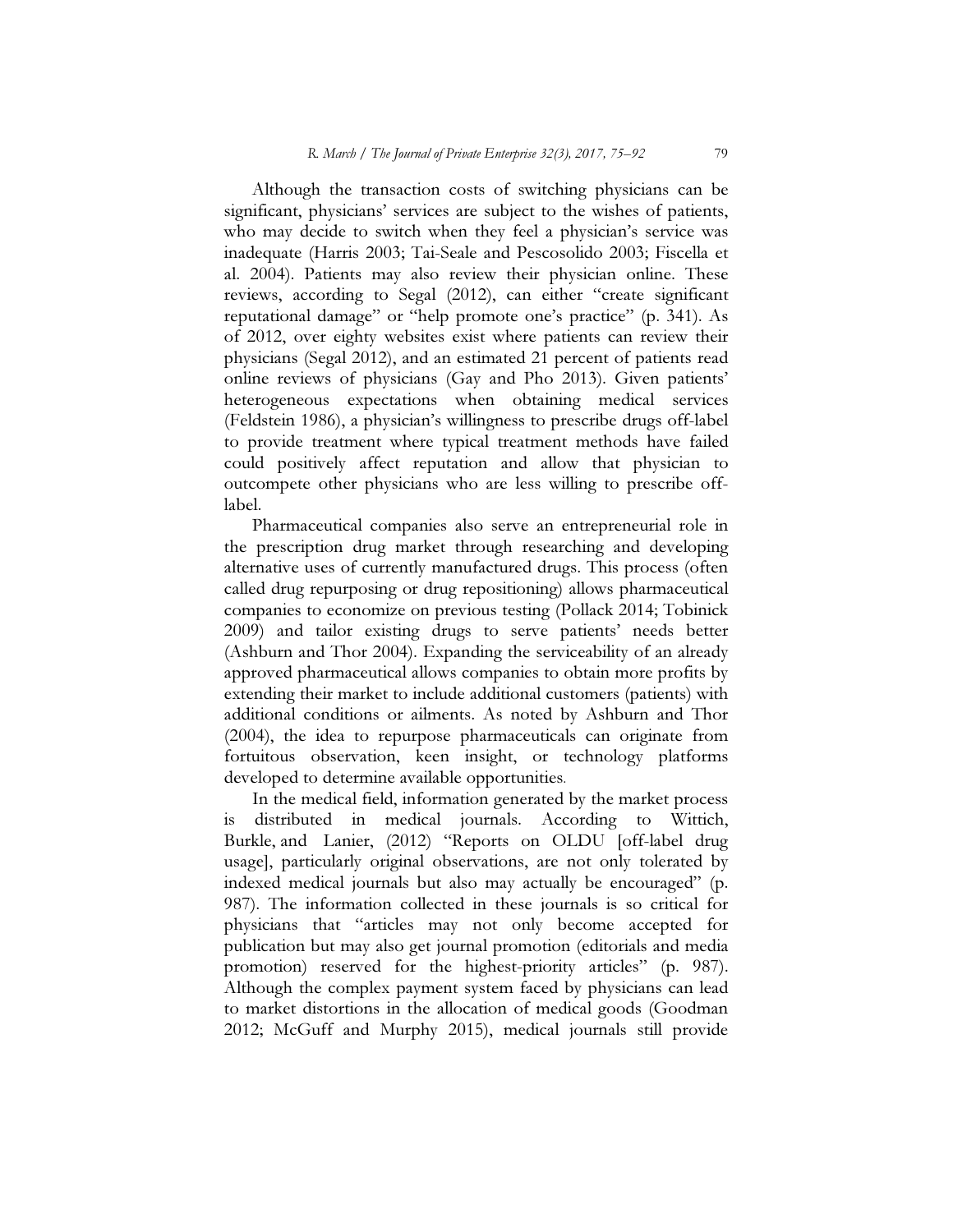Although the transaction costs of switching physicians can be significant, physicians' services are subject to the wishes of patients, who may decide to switch when they feel a physician's service was inadequate (Harris 2003; Tai-Seale and Pescosolido 2003; Fiscella et al. 2004). Patients may also review their physician online. These reviews, according to Segal (2012), can either "create significant reputational damage" or "help promote one's practice" (p. 341). As of 2012, over eighty websites exist where patients can review their physicians (Segal 2012), and an estimated 21 percent of patients read online reviews of physicians (Gay and Pho 2013). Given patients' heterogeneous expectations when obtaining medical services (Feldstein 1986), a physician's willingness to prescribe drugs off-label to provide treatment where typical treatment methods have failed could positively affect reputation and allow that physician to outcompete other physicians who are less willing to prescribe off-label.

Pharmaceutical companies also serve an entrepreneurial role in the prescription drug market through researching and developing alternative uses of currently manufactured drugs. This process (often called drug repurposing or drug repositioning) allows pharmaceutical companies to economize on previous testing (Pollack 2014; Tobinick 2009) and tailor existing drugs to serve patients' needs better (Ashburn and Thor 2004). Expanding the serviceability of an already approved pharmaceutical allows companies to obtain more profits by extending their market to include additional customers (patients) with additional conditions or ailments. As noted by Ashburn and Thor (2004), the idea to repurpose pharmaceuticals can originate from fortuitous observation, keen insight, or technology platforms developed to determine available opportunities.

In the medical field, information generated by the market process is distributed in medical journals. According to Wittich, Burkle, and Lanier, (2012) "Reports on OLDU [off-label drug usage], particularly original observations, are not only tolerated by indexed medical journals but also may actually be encouraged" (p. 987). The information collected in these journals is so critical for physicians that "articles may not only become accepted for publication but may also get journal promotion (editorials and media promotion) reserved for the highest-priority articles" (p. 987). Although the complex payment system faced by physicians can lead to market distortions in the allocation of medical goods (Goodman 2012; McGuff and Murphy 2015), medical journals still provide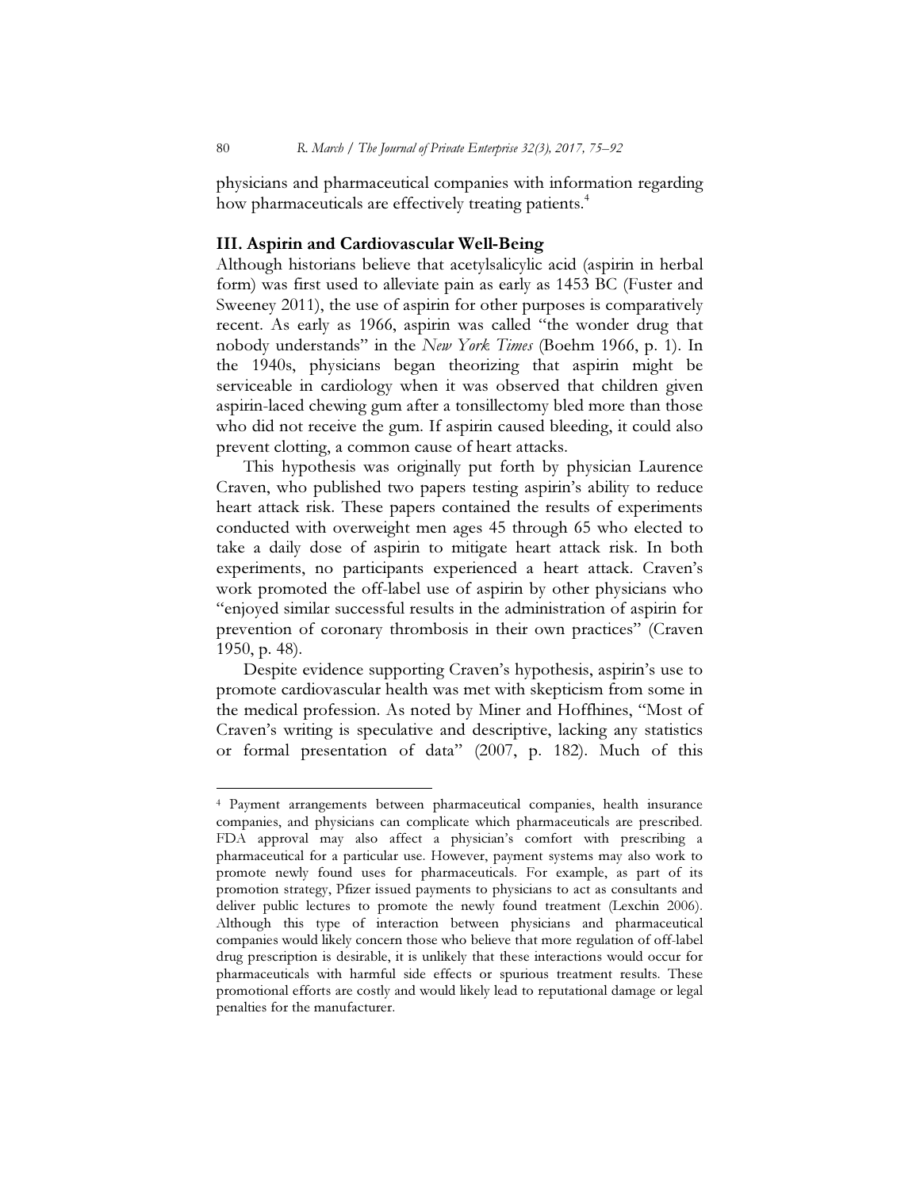physicians and pharmaceutical companies with information regarding how pharmaceuticals are effectively treating patients.[4]

### III. Aspirin and Cardiovascular Well-Being

Although historians believe that acetylsalicylic acid (aspirin in herbal form) was first used to alleviate pain as early as 1453 BC (Fuster and Sweeney 2011), the use of aspirin for other purposes is comparatively recent. As early as 1966, aspirin was called "the wonder drug that nobody understands" in the *New York Times* (Boehm 1966, p. 1). In the 1940s, physicians began theorizing that aspirin might be serviceable in cardiology when it was observed that children given aspirin-laced chewing gum after a tonsillectomy bled more than those who did not receive the gum. If aspirin caused bleeding, it could also prevent clotting, a common cause of heart attacks.

This hypothesis was originally put forth by physician Laurence Craven, who published two papers testing aspirin's ability to reduce heart attack risk. These papers contained the results of experiments conducted with overweight men ages 45 through 65 who elected to take a daily dose of aspirin to mitigate heart attack risk. In both experiments, no participants experienced a heart attack. Craven's work promoted the off-label use of aspirin by other physicians who "enjoyed similar successful results in the administration of aspirin for prevention of coronary thrombosis in their own practices" (Craven 1950, p. 48).

Despite evidence supporting Craven's hypothesis, aspirin's use to promote cardiovascular health was met with skepticism from some in the medical profession. As noted by Miner and Hoffhines, "Most of Craven's writing is speculative and descriptive, lacking any statistics or formal presentation of data" (2007, p. 182). Much of this

---

[4] Payment arrangements between pharmaceutical companies, health insurance companies, and physicians can complicate which pharmaceuticals are prescribed. FDA approval may also affect a physician's comfort with prescribing a pharmaceutical for a particular use. However, payment systems may also work to promote newly found uses for pharmaceuticals. For example, as part of its promotion strategy, Pfizer issued payments to physicians to act as consultants and deliver public lectures to promote the newly found treatment (Lexchin 2006). Although this type of interaction between physicians and pharmaceutical companies would likely concern those who believe that more regulation of off-label drug prescription is desirable, it is unlikely that these interactions would occur for pharmaceuticals with harmful side effects or spurious treatment results. These promotional efforts are costly and would likely lead to reputational damage or legal penalties for the manufacturer.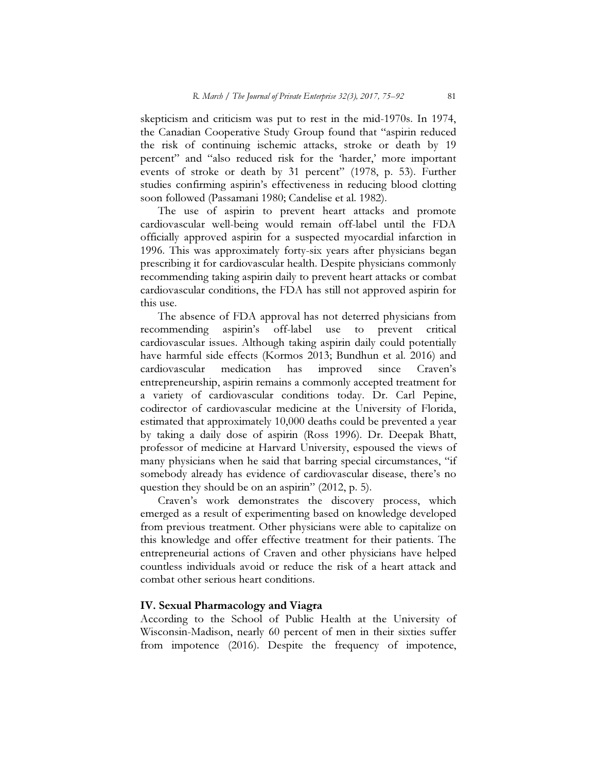skepticism and criticism was put to rest in the mid-1970s. In 1974, the Canadian Cooperative Study Group found that "aspirin reduced the risk of continuing ischemic attacks, stroke or death by 19 percent" and "also reduced risk for the 'harder,' more important events of stroke or death by 31 percent" (1978, p. 53). Further studies confirming aspirin's effectiveness in reducing blood clotting soon followed (Passamani 1980; Candelise et al. 1982).

The use of aspirin to prevent heart attacks and promote cardiovascular well-being would remain off-label until the FDA officially approved aspirin for a suspected myocardial infarction in 1996. This was approximately forty-six years after physicians began prescribing it for cardiovascular health. Despite physicians commonly recommending taking aspirin daily to prevent heart attacks or combat cardiovascular conditions, the FDA has still not approved aspirin for this use.

The absence of FDA approval has not deterred physicians from recommending aspirin's off-label use to prevent critical cardiovascular issues. Although taking aspirin daily could potentially have harmful side effects (Kormos 2013; Bundhun et al. 2016) and cardiovascular medication has improved since Craven's entrepreneurship, aspirin remains a commonly accepted treatment for a variety of cardiovascular conditions today. Dr. Carl Pepine, codirector of cardiovascular medicine at the University of Florida, estimated that approximately 10,000 deaths could be prevented a year by taking a daily dose of aspirin (Ross 1996). Dr. Deepak Bhatt, professor of medicine at Harvard University, espoused the views of many physicians when he said that barring special circumstances, "if somebody already has evidence of cardiovascular disease, there's no question they should be on an aspirin" (2012, p. 5).

Craven's work demonstrates the discovery process, which emerged as a result of experimenting based on knowledge developed from previous treatment. Other physicians were able to capitalize on this knowledge and offer effective treatment for their patients. The entrepreneurial actions of Craven and other physicians have helped countless individuals avoid or reduce the risk of a heart attack and combat other serious heart conditions.

## IV. Sexual Pharmacology and Viagra

According to the School of Public Health at the University of Wisconsin-Madison, nearly 60 percent of men in their sixties suffer from impotence (2016). Despite the frequency of impotence,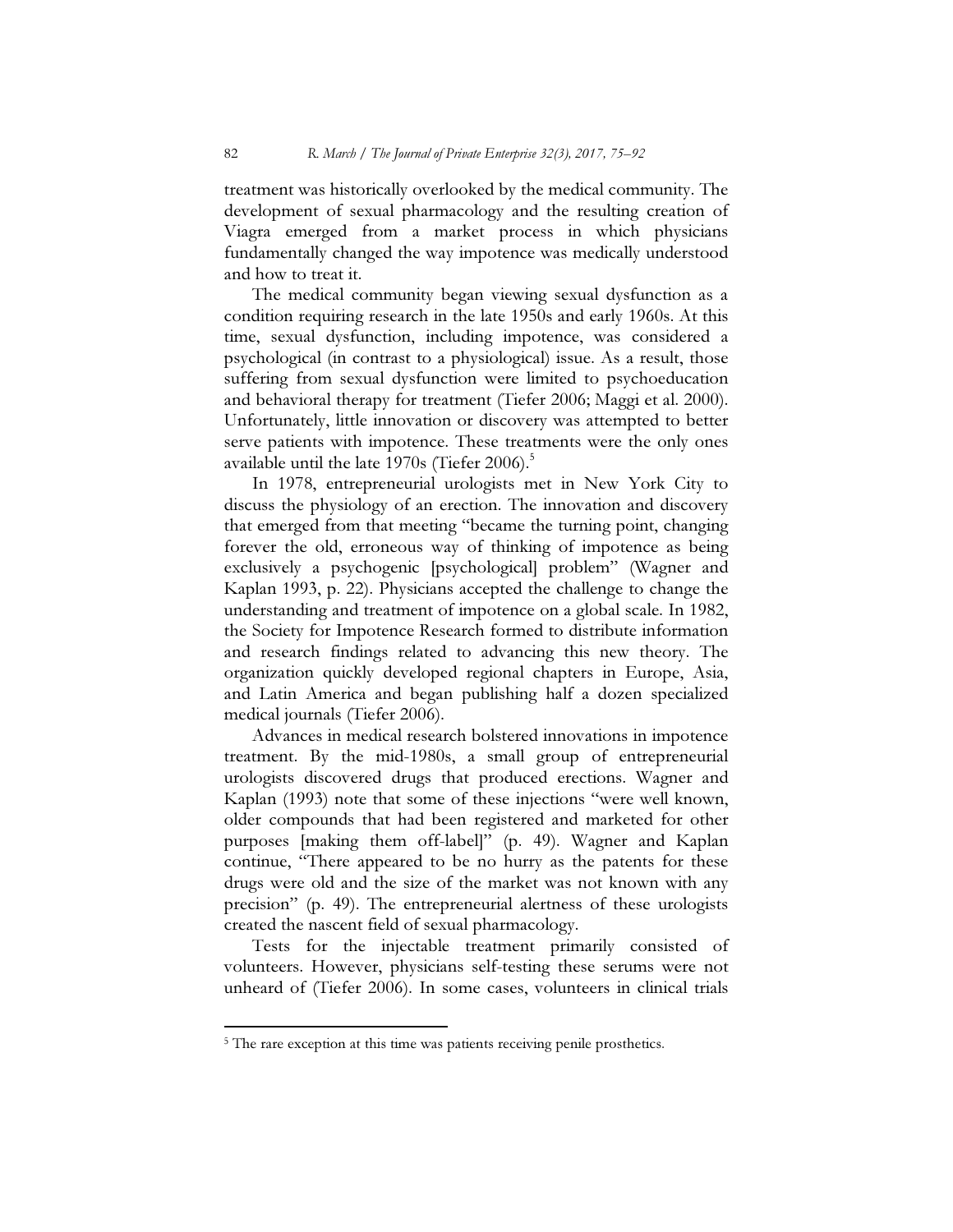treatment was historically overlooked by the medical community. The development of sexual pharmacology and the resulting creation of Viagra emerged from a market process in which physicians fundamentally changed the way impotence was medically understood and how to treat it.

The medical community began viewing sexual dysfunction as a condition requiring research in the late 1950s and early 1960s. At this time, sexual dysfunction, including impotence, was considered a psychological (in contrast to a physiological) issue. As a result, those suffering from sexual dysfunction were limited to psychoeducation and behavioral therapy for treatment (Tiefer 2006; Maggi et al. 2000). Unfortunately, little innovation or discovery was attempted to better serve patients with impotence. These treatments were the only ones available until the late 1970s (Tiefer 2006).[5]

In 1978, entrepreneurial urologists met in New York City to discuss the physiology of an erection. The innovation and discovery that emerged from that meeting "became the turning point, changing forever the old, erroneous way of thinking of impotence as being exclusively a psychogenic [psychological] problem" (Wagner and Kaplan 1993, p. 22). Physicians accepted the challenge to change the understanding and treatment of impotence on a global scale. In 1982, the Society for Impotence Research formed to distribute information and research findings related to advancing this new theory. The organization quickly developed regional chapters in Europe, Asia, and Latin America and began publishing half a dozen specialized medical journals (Tiefer 2006).

Advances in medical research bolstered innovations in impotence treatment. By the mid-1980s, a small group of entrepreneurial urologists discovered drugs that produced erections. Wagner and Kaplan (1993) note that some of these injections "were well known, older compounds that had been registered and marketed for other purposes [making them off-label]" (p. 49). Wagner and Kaplan continue, "There appeared to be no hurry as the patents for these drugs were old and the size of the market was not known with any precision" (p. 49). The entrepreneurial alertness of these urologists created the nascent field of sexual pharmacology.

Tests for the injectable treatment primarily consisted of volunteers. However, physicians self-testing these serums were not unheard of (Tiefer 2006). In some cases, volunteers in clinical trials

[5] The rare exception at this time was patients receiving penile prosthetics.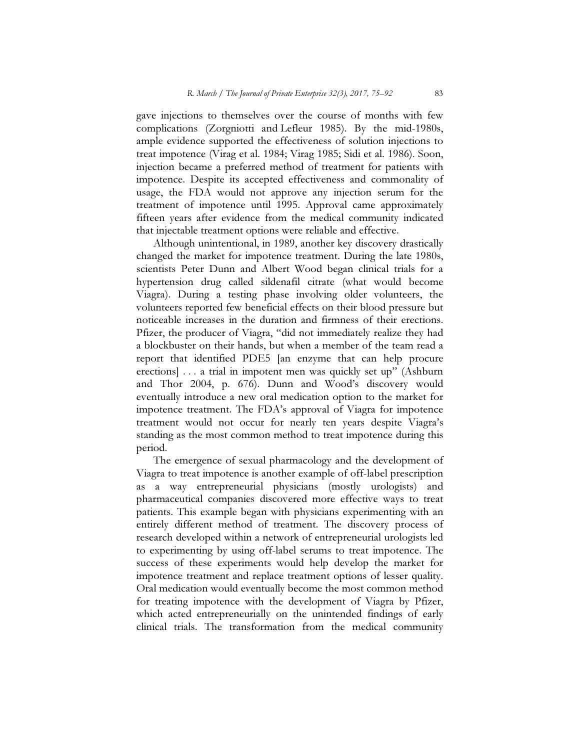gave injections to themselves over the course of months with few complications (Zorgniotti and Lefleur 1985). By the mid-1980s, ample evidence supported the effectiveness of solution injections to treat impotence (Virag et al. 1984; Virag 1985; Sidi et al. 1986). Soon, injection became a preferred method of treatment for patients with impotence. Despite its accepted effectiveness and commonality of usage, the FDA would not approve any injection serum for the treatment of impotence until 1995. Approval came approximately fifteen years after evidence from the medical community indicated that injectable treatment options were reliable and effective.

Although unintentional, in 1989, another key discovery drastically changed the market for impotence treatment. During the late 1980s, scientists Peter Dunn and Albert Wood began clinical trials for a hypertension drug called sildenafil citrate (what would become Viagra). During a testing phase involving older volunteers, the volunteers reported few beneficial effects on their blood pressure but noticeable increases in the duration and firmness of their erections. Pfizer, the producer of Viagra, "did not immediately realize they had a blockbuster on their hands, but when a member of the team read a report that identified PDE5 [an enzyme that can help procure erections] . . . a trial in impotent men was quickly set up" (Ashburn and Thor 2004, p. 676). Dunn and Wood's discovery would eventually introduce a new oral medication option to the market for impotence treatment. The FDA's approval of Viagra for impotence treatment would not occur for nearly ten years despite Viagra's standing as the most common method to treat impotence during this period.

The emergence of sexual pharmacology and the development of Viagra to treat impotence is another example of off-label prescription as a way entrepreneurial physicians (mostly urologists) and pharmaceutical companies discovered more effective ways to treat patients. This example began with physicians experimenting with an entirely different method of treatment. The discovery process of research developed within a network of entrepreneurial urologists led to experimenting by using off-label serums to treat impotence. The success of these experiments would help develop the market for impotence treatment and replace treatment options of lesser quality. Oral medication would eventually become the most common method for treating impotence with the development of Viagra by Pfizer, which acted entrepreneurially on the unintended findings of early clinical trials. The transformation from the medical community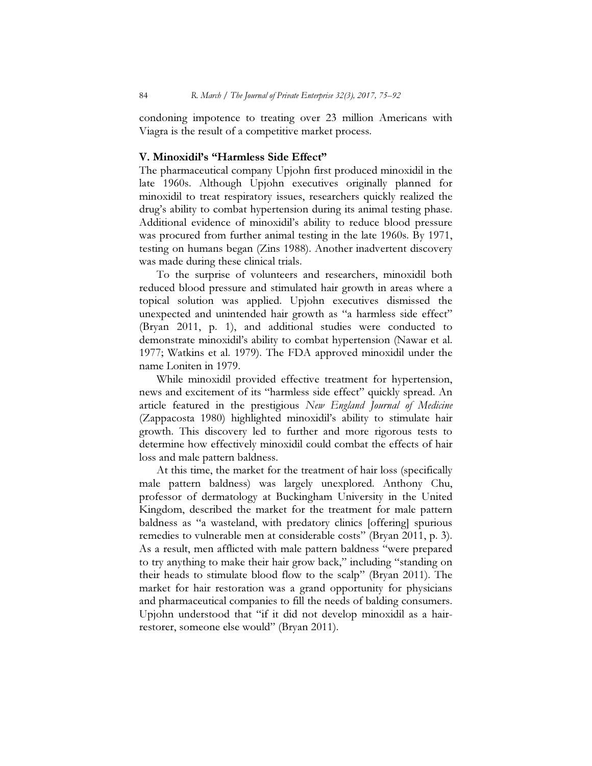condoning impotence to treating over 23 million Americans with Viagra is the result of a competitive market process.

### V. Minoxidil's "Harmless Side Effect"

The pharmaceutical company Upjohn first produced minoxidil in the late 1960s. Although Upjohn executives originally planned for minoxidil to treat respiratory issues, researchers quickly realized the drug's ability to combat hypertension during its animal testing phase. Additional evidence of minoxidil's ability to reduce blood pressure was procured from further animal testing in the late 1960s. By 1971, testing on humans began (Zins 1988). Another inadvertent discovery was made during these clinical trials.

To the surprise of volunteers and researchers, minoxidil both reduced blood pressure and stimulated hair growth in areas where a topical solution was applied. Upjohn executives dismissed the unexpected and unintended hair growth as "a harmless side effect" (Bryan 2011, p. 1), and additional studies were conducted to demonstrate minoxidil's ability to combat hypertension (Nawar et al. 1977; Watkins et al. 1979). The FDA approved minoxidil under the name Loniten in 1979.

While minoxidil provided effective treatment for hypertension, news and excitement of its "harmless side effect" quickly spread. An article featured in the prestigious *New England Journal of Medicine* (Zappacosta 1980) highlighted minoxidil's ability to stimulate hair growth. This discovery led to further and more rigorous tests to determine how effectively minoxidil could combat the effects of hair loss and male pattern baldness.

At this time, the market for the treatment of hair loss (specifically male pattern baldness) was largely unexplored. Anthony Chu, professor of dermatology at Buckingham University in the United Kingdom, described the market for the treatment for male pattern baldness as "a wasteland, with predatory clinics [offering] spurious remedies to vulnerable men at considerable costs" (Bryan 2011, p. 3). As a result, men afflicted with male pattern baldness "were prepared to try anything to make their hair grow back," including "standing on their heads to stimulate blood flow to the scalp" (Bryan 2011). The market for hair restoration was a grand opportunity for physicians and pharmaceutical companies to fill the needs of balding consumers. Upjohn understood that "if it did not develop minoxidil as a hair-restorer, someone else would" (Bryan 2011).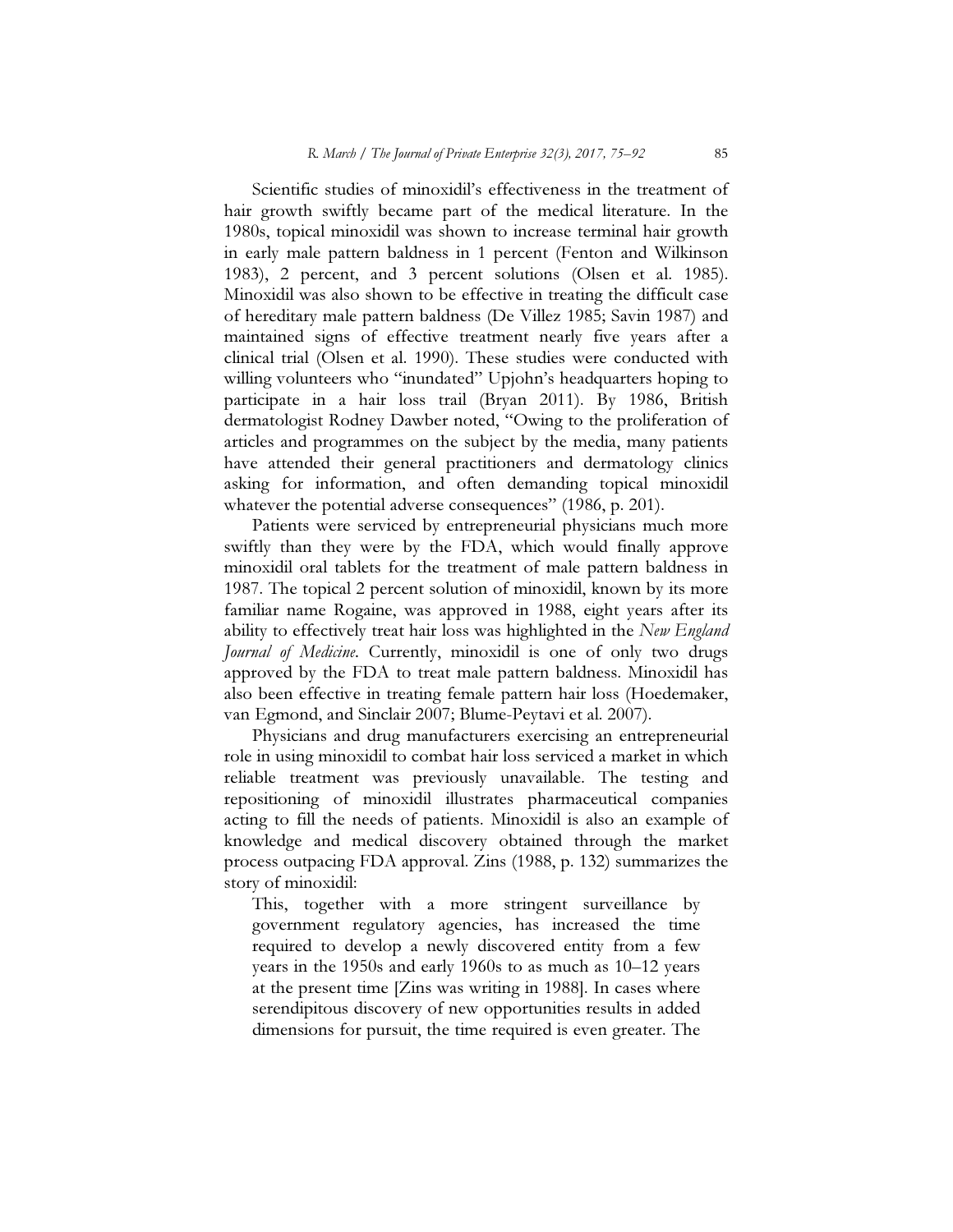Scientific studies of minoxidil's effectiveness in the treatment of hair growth swiftly became part of the medical literature. In the 1980s, topical minoxidil was shown to increase terminal hair growth in early male pattern baldness in 1 percent (Fenton and Wilkinson 1983), 2 percent, and 3 percent solutions (Olsen et al. 1985). Minoxidil was also shown to be effective in treating the difficult case of hereditary male pattern baldness (De Villez 1985; Savin 1987) and maintained signs of effective treatment nearly five years after a clinical trial (Olsen et al. 1990). These studies were conducted with willing volunteers who "inundated" Upjohn's headquarters hoping to participate in a hair loss trail (Bryan 2011). By 1986, British dermatologist Rodney Dawber noted, "Owing to the proliferation of articles and programmes on the subject by the media, many patients have attended their general practitioners and dermatology clinics asking for information, and often demanding topical minoxidil whatever the potential adverse consequences" (1986, p. 201).

Patients were serviced by entrepreneurial physicians much more swiftly than they were by the FDA, which would finally approve minoxidil oral tablets for the treatment of male pattern baldness in 1987. The topical 2 percent solution of minoxidil, known by its more familiar name Rogaine, was approved in 1988, eight years after its ability to effectively treat hair loss was highlighted in the *New England Journal of Medicine*. Currently, minoxidil is one of only two drugs approved by the FDA to treat male pattern baldness. Minoxidil has also been effective in treating female pattern hair loss (Hoedemaker, van Egmond, and Sinclair 2007; Blume-Peytavi et al. 2007).

Physicians and drug manufacturers exercising an entrepreneurial role in using minoxidil to combat hair loss serviced a market in which reliable treatment was previously unavailable. The testing and repositioning of minoxidil illustrates pharmaceutical companies acting to fill the needs of patients. Minoxidil is also an example of knowledge and medical discovery obtained through the market process outpacing FDA approval. Zins (1988, p. 132) summarizes the story of minoxidil:

> This, together with a more stringent surveillance by government regulatory agencies, has increased the time required to develop a newly discovered entity from a few years in the 1950s and early 1960s to as much as 10–12 years at the present time [Zins was writing in 1988]. In cases where serendipitous discovery of new opportunities results in added dimensions for pursuit, the time required is even greater. The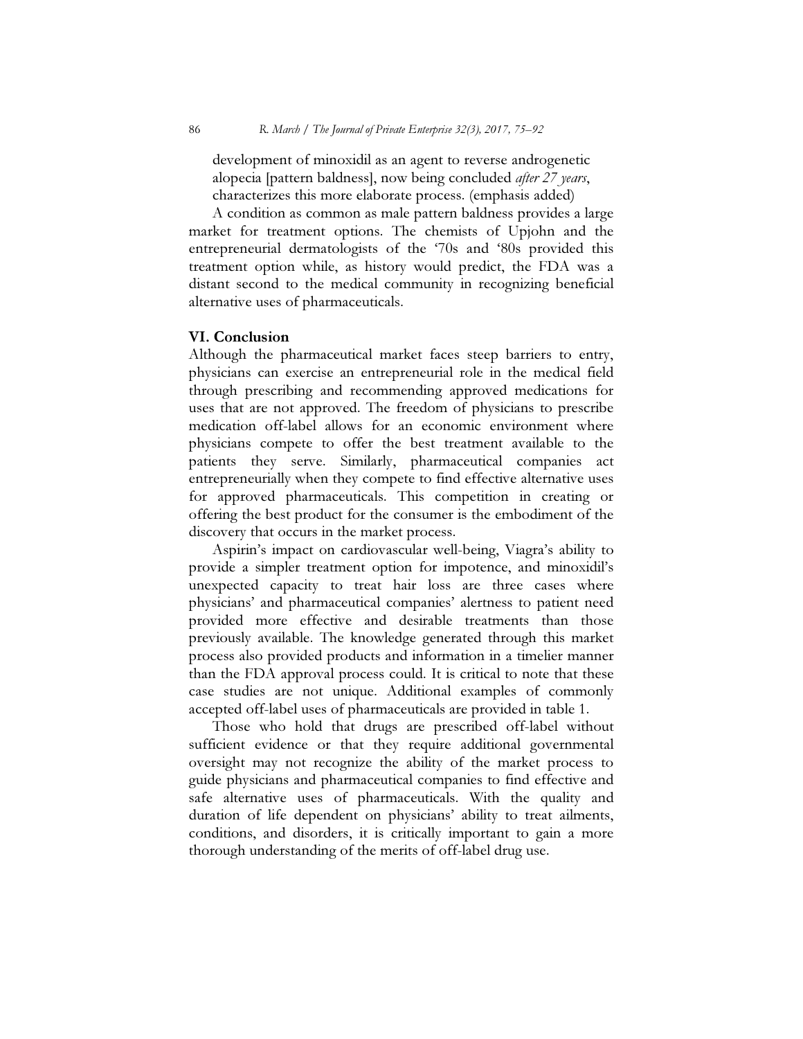> development of minoxidil as an agent to reverse androgenetic alopecia [pattern baldness], now being concluded *after 27 years*, characterizes this more elaborate process. (emphasis added)

A condition as common as male pattern baldness provides a large market for treatment options. The chemists of Upjohn and the entrepreneurial dermatologists of the '70s and '80s provided this treatment option while, as history would predict, the FDA was a distant second to the medical community in recognizing beneficial alternative uses of pharmaceuticals.

## VI. Conclusion

Although the pharmaceutical market faces steep barriers to entry, physicians can exercise an entrepreneurial role in the medical field through prescribing and recommending approved medications for uses that are not approved. The freedom of physicians to prescribe medication off-label allows for an economic environment where physicians compete to offer the best treatment available to the patients they serve. Similarly, pharmaceutical companies act entrepreneurially when they compete to find effective alternative uses for approved pharmaceuticals. This competition in creating or offering the best product for the consumer is the embodiment of the discovery that occurs in the market process.

Aspirin's impact on cardiovascular well-being, Viagra's ability to provide a simpler treatment option for impotence, and minoxidil's unexpected capacity to treat hair loss are three cases where physicians' and pharmaceutical companies' alertness to patient need provided more effective and desirable treatments than those previously available. The knowledge generated through this market process also provided products and information in a timelier manner than the FDA approval process could. It is critical to note that these case studies are not unique. Additional examples of commonly accepted off-label uses of pharmaceuticals are provided in table 1.

Those who hold that drugs are prescribed off-label without sufficient evidence or that they require additional governmental oversight may not recognize the ability of the market process to guide physicians and pharmaceutical companies to find effective and safe alternative uses of pharmaceuticals. With the quality and duration of life dependent on physicians' ability to treat ailments, conditions, and disorders, it is critically important to gain a more thorough understanding of the merits of off-label drug use.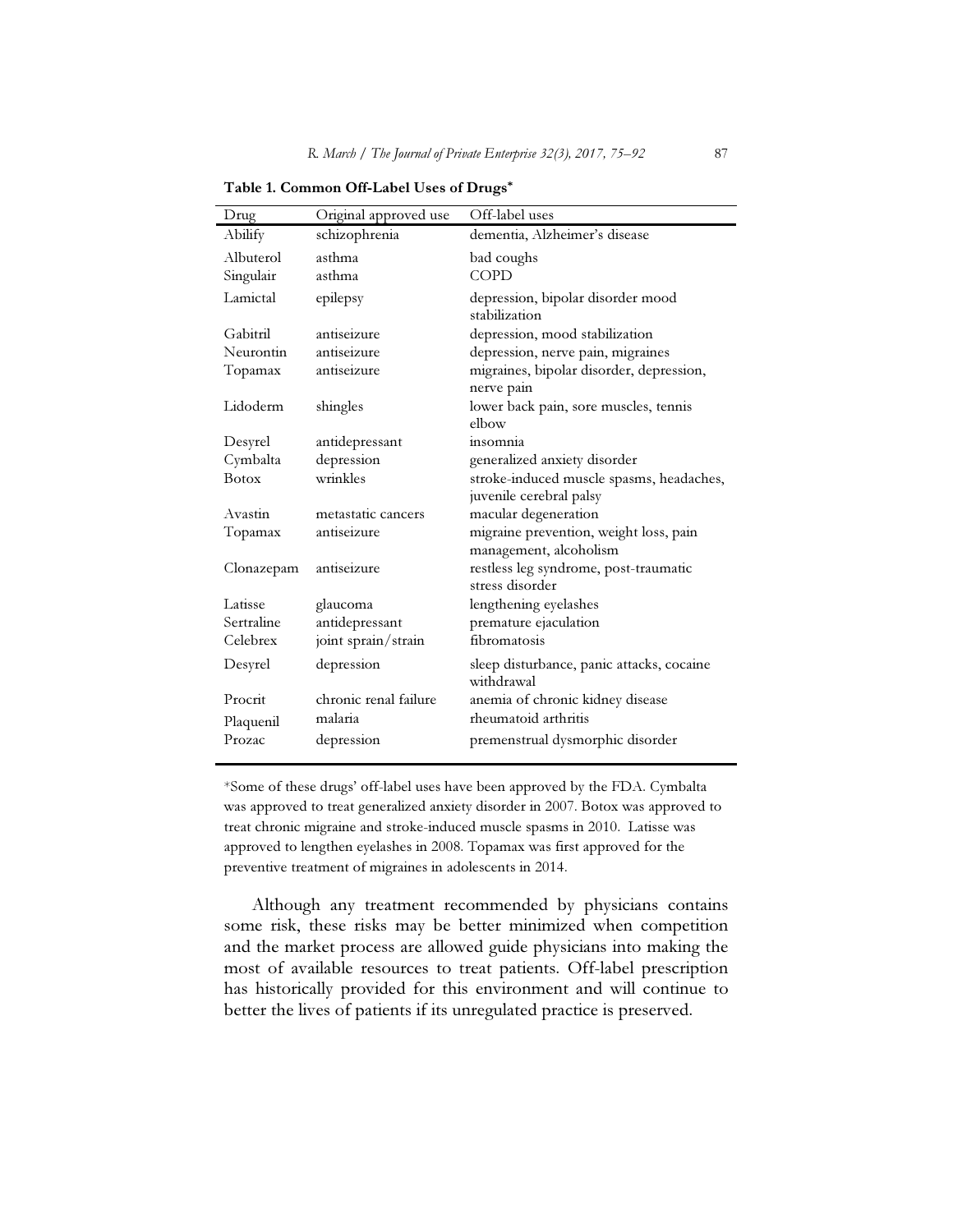**Table 1. Common Off-Label Uses of Drugs***

| Drug | Original approved use | Off-label uses |
|---|---|---|
| Abilify | schizophrenia | dementia, Alzheimer's disease |
| Albuterol | asthma | bad coughs |
| Singulair | asthma | COPD |
| Lamictal | epilepsy | depression, bipolar disorder mood stabilization |
| Gabitril | antiseizure | depression, mood stabilization |
| Neurontin | antiseizure | depression, nerve pain, migraines |
| Topamax | antiseizure | migraines, bipolar disorder, depression, nerve pain |
| Lidoderm | shingles | lower back pain, sore muscles, tennis elbow |
| Desyrel | antidepressant | insomnia |
| Cymbalta | depression | generalized anxiety disorder |
| Botox | wrinkles | stroke-induced muscle spasms, headaches, juvenile cerebral palsy |
| Avastin | metastatic cancers | macular degeneration |
| Topamax | antiseizure | migraine prevention, weight loss, pain management, alcoholism |
| Clonazepam | antiseizure | restless leg syndrome, post-traumatic stress disorder |
| Latisse | glaucoma | lengthening eyelashes |
| Sertraline | antidepressant | premature ejaculation |
| Celebrex | joint sprain/strain | fibromatosis |
| Desyrel | depression | sleep disturbance, panic attacks, cocaine withdrawal |
| Procrit | chronic renal failure | anemia of chronic kidney disease |
| Plaquenil | malaria | rheumatoid arthritis |
| Prozac | depression | premenstrual dysmorphic disorder |

*Some of these drugs' off-label uses have been approved by the FDA. Cymbalta was approved to treat generalized anxiety disorder in 2007. Botox was approved to treat chronic migraine and stroke-induced muscle spasms in 2010. Latisse was approved to lengthen eyelashes in 2008. Topamax was first approved for the preventive treatment of migraines in adolescents in 2014.

Although any treatment recommended by physicians contains some risk, these risks may be better minimized when competition and the market process are allowed guide physicians into making the most of available resources to treat patients. Off-label prescription has historically provided for this environment and will continue to better the lives of patients if its unregulated practice is preserved.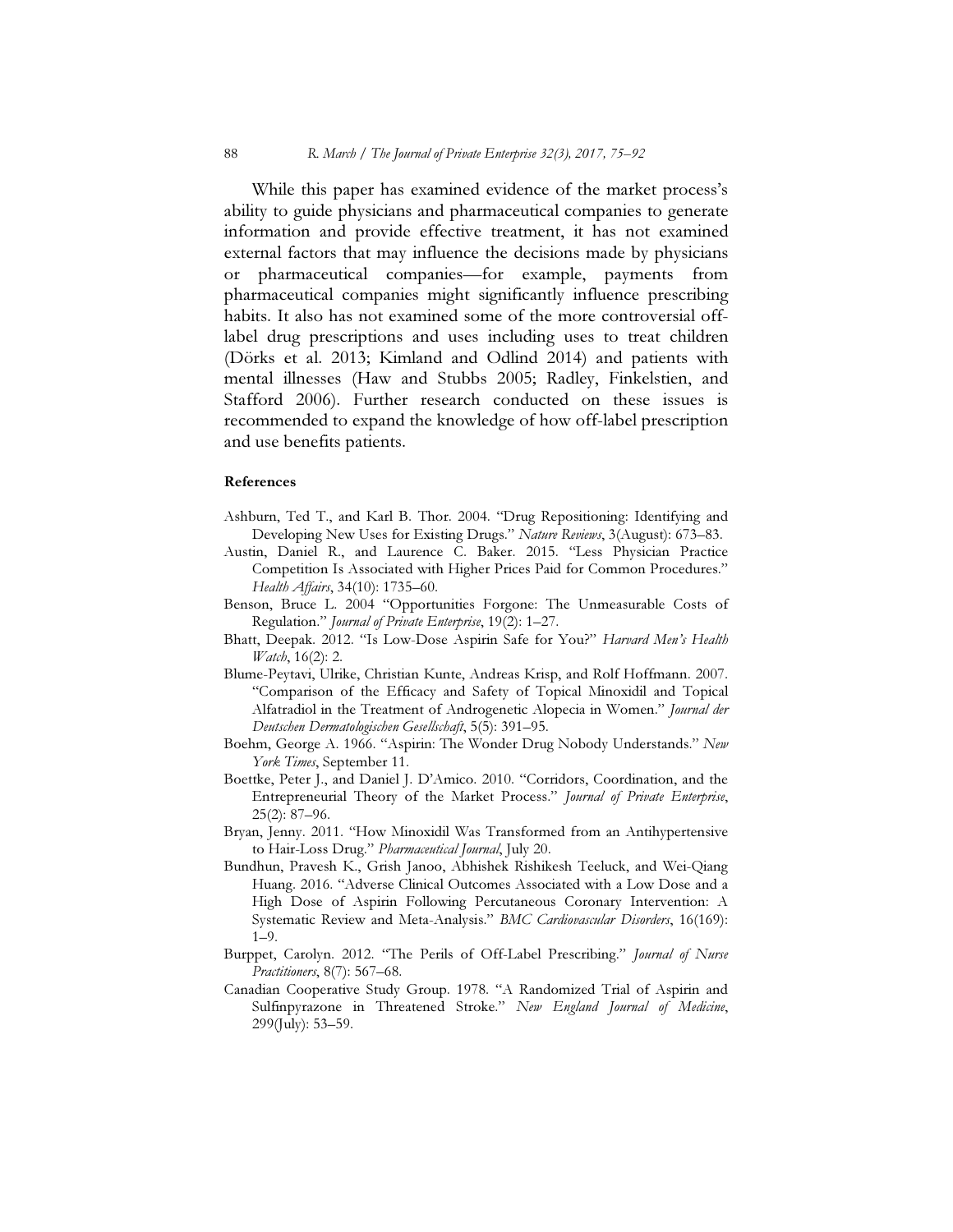While this paper has examined evidence of the market process's ability to guide physicians and pharmaceutical companies to generate information and provide effective treatment, it has not examined external factors that may influence the decisions made by physicians or pharmaceutical companies—for example, payments from pharmaceutical companies might significantly influence prescribing habits. It also has not examined some of the more controversial off-label drug prescriptions and uses including uses to treat children (Dörks et al. 2013; Kimland and Odlind 2014) and patients with mental illnesses (Haw and Stubbs 2005; Radley, Finkelstien, and Stafford 2006). Further research conducted on these issues is recommended to expand the knowledge of how off-label prescription and use benefits patients.

**References**

Ashburn, Ted T., and Karl B. Thor. 2004. "Drug Repositioning: Identifying and Developing New Uses for Existing Drugs." *Nature Reviews*, 3(August): 673–83.

Austin, Daniel R., and Laurence C. Baker. 2015. "Less Physician Practice Competition Is Associated with Higher Prices Paid for Common Procedures." *Health Affairs*, 34(10): 1735–60.

Benson, Bruce L. 2004 "Opportunities Forgone: The Unmeasurable Costs of Regulation." *Journal of Private Enterprise*, 19(2): 1–27.

Bhatt, Deepak. 2012. "Is Low-Dose Aspirin Safe for You?" *Harvard Men's Health Watch*, 16(2): 2.

Blume-Peytavi, Ulrike, Christian Kunte, Andreas Krisp, and Rolf Hoffmann. 2007. "Comparison of the Efficacy and Safety of Topical Minoxidil and Topical Alfatradiol in the Treatment of Androgenetic Alopecia in Women." *Journal der Deutschen Dermatologischen Gesellschaft*, 5(5): 391–95.

Boehm, George A. 1966. "Aspirin: The Wonder Drug Nobody Understands." *New York Times*, September 11.

Boettke, Peter J., and Daniel J. D'Amico. 2010. "Corridors, Coordination, and the Entrepreneurial Theory of the Market Process." *Journal of Private Enterprise*, 25(2): 87–96.

Bryan, Jenny. 2011. "How Minoxidil Was Transformed from an Antihypertensive to Hair-Loss Drug." *Pharmaceutical Journal*, July 20.

Bundhun, Pravesh K., Grish Janoo, Abhishek Rishikesh Teeluck, and Wei-Qiang Huang. 2016. "Adverse Clinical Outcomes Associated with a Low Dose and a High Dose of Aspirin Following Percutaneous Coronary Intervention: A Systematic Review and Meta-Analysis." *BMC Cardiovascular Disorders*, 16(169): 1–9.

Burppet, Carolyn. 2012. "The Perils of Off-Label Prescribing." *Journal of Nurse Practitioners*, 8(7): 567–68.

Canadian Cooperative Study Group. 1978. "A Randomized Trial of Aspirin and Sulfinpyrazone in Threatened Stroke." *New England Journal of Medicine*, 299(July): 53–59.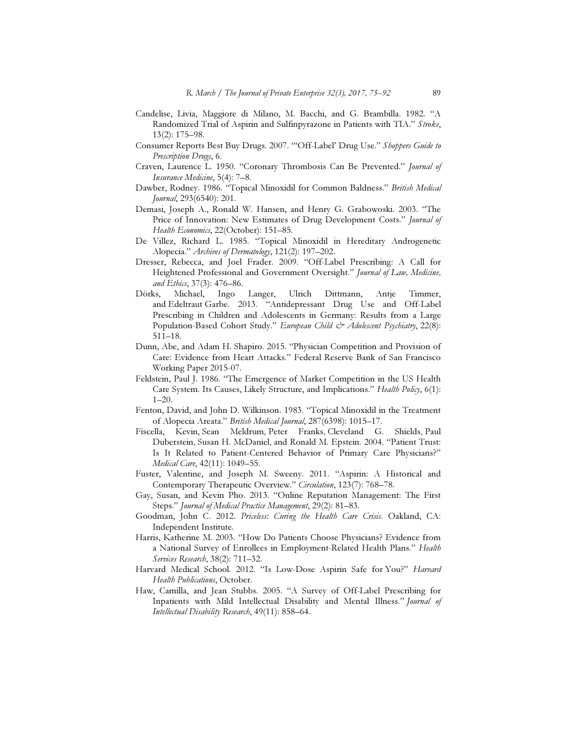Candelise, Livia, Maggiore di Milano, M. Bacchi, and G. Brambilla. 1982. "A Randomized Trial of Aspirin and Sulfinpyrazone in Patients with TIA." *Stroke*, 13(2): 175–98.

Consumer Reports Best Buy Drugs. 2007. "'Off-Label' Drug Use." *Shoppers Guide to Prescription Drugs*, 6.

Craven, Laurence L. 1950. "Coronary Thrombosis Can Be Prevented." *Journal of Insurance Medicine*, 5(4): 7–8.

Dawber, Rodney. 1986. "Topical Minoxidil for Common Baldness." *British Medical Journal*, 293(6540): 201.

Demasi, Joseph A., Ronald W. Hansen, and Henry G. Grabowoski. 2003. "The Price of Innovation: New Estimates of Drug Development Costs." *Journal of Health Economics*, 22(October): 151–85.

De Villez, Richard L. 1985. "Topical Minoxidil in Hereditary Androgenetic Alopecia." *Archives of Dermatology*, 121(2): 197–202.

Dresser, Rebecca, and Joel Frader. 2009. "Off-Label Prescribing: A Call for Heightened Professional and Government Oversight." *Journal of Law, Medicine, and Ethics*, 37(3): 476–86.

Dörks, Michael, Ingo Langer, Ulrich Dittmann, Antje Timmer, and Edeltraut Garbe. 2013. "Antidepressant Drug Use and Off-Label Prescribing in Children and Adolescents in Germany: Results from a Large Population-Based Cohort Study." *European Child & Adolescent Psychiatry*, 22(8): 511–18.

Dunn, Abe, and Adam H. Shapiro. 2015. "Physician Competition and Provision of Care: Evidence from Heart Attacks." Federal Reserve Bank of San Francisco Working Paper 2015-07.

Feldstein, Paul J. 1986. "The Emergence of Market Competition in the US Health Care System. Its Causes, Likely Structure, and Implications." *Health Policy*, 6(1): 1–20.

Fenton, David, and John D. Wilkinson. 1983. "Topical Minoxidil in the Treatment of Alopecia Areata." *British Medical Journal*, 287(6398): 1015–17.

Fiscella, Kevin, Sean Meldrum, Peter Franks, Cleveland G. Shields, Paul Duberstein, Susan H. McDaniel, and Ronald M. Epstein. 2004. "Patient Trust: Is It Related to Patient-Centered Behavior of Primary Care Physicians?" *Medical Care*, 42(11): 1049–55.

Fuster, Valentine, and Joseph M. Sweeny. 2011. "Aspirin: A Historical and Contemporary Therapeutic Overview." *Circulation*, 123(7): 768–78.

Gay, Susan, and Kevin Pho. 2013. "Online Reputation Management: The First Steps." *Journal of Medical Practice Management*, 29(2): 81–83.

Goodman, John C. 2012. *Priceless: Curing the Health Care Crisis*. Oakland, CA: Independent Institute.

Harris, Katherine M. 2003. "How Do Patients Choose Physicians? Evidence from a National Survey of Enrollees in Employment-Related Health Plans." *Health Services Research*, 38(2): 711–32.

Harvard Medical School. 2012. "Is Low-Dose Aspirin Safe for You?" *Harvard Health Publications*, October.

Haw, Camilla, and Jean Stubbs. 2005. "A Survey of Off-Label Prescribing for Inpatients with Mild Intellectual Disability and Mental Illness." *Journal of Intellectual Disability Research*, 49(11): 858–64.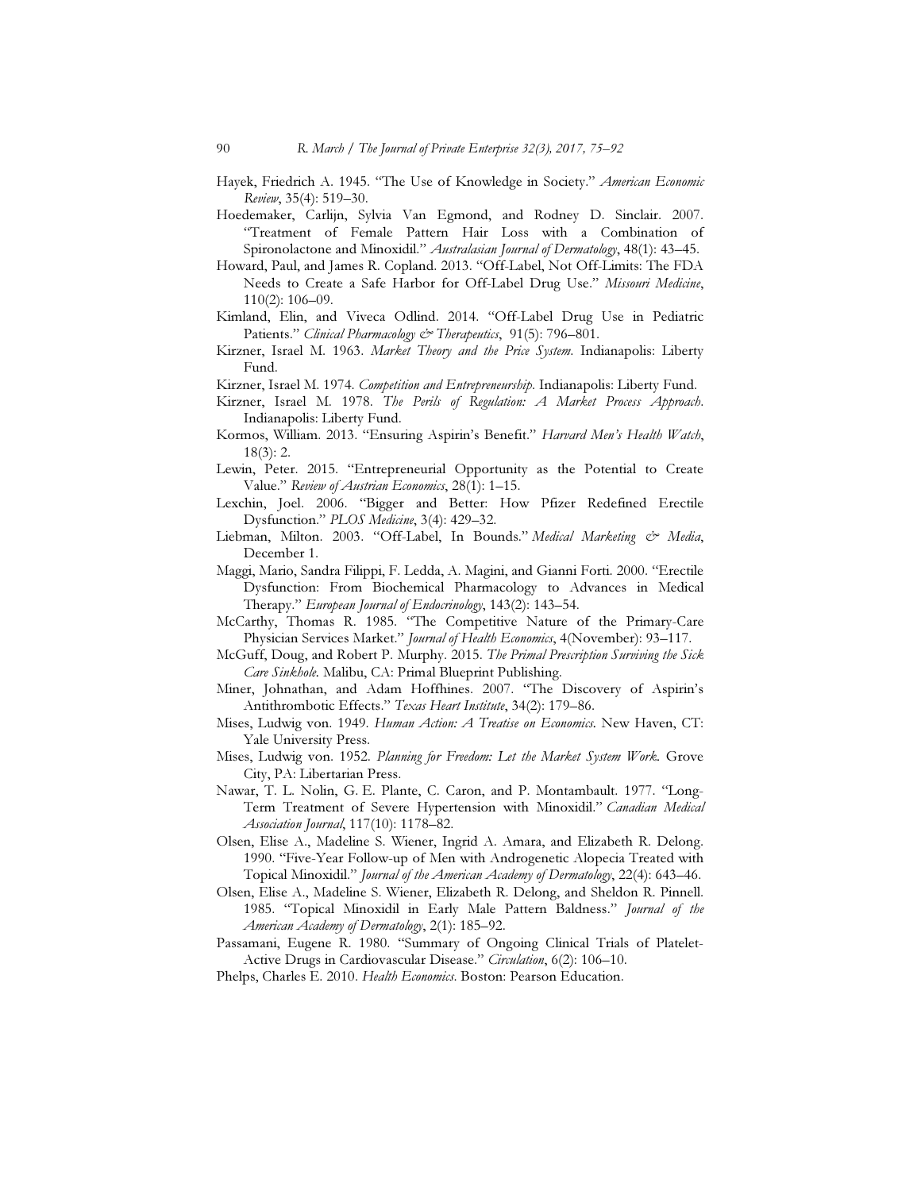Hayek, Friedrich A. 1945. "The Use of Knowledge in Society." *American Economic Review*, 35(4): 519–30.

Hoedemaker, Carlijn, Sylvia Van Egmond, and Rodney D. Sinclair. 2007. "Treatment of Female Pattern Hair Loss with a Combination of Spironolactone and Minoxidil." *Australasian Journal of Dermatology*, 48(1): 43–45.

Howard, Paul, and James R. Copland. 2013. "Off-Label, Not Off-Limits: The FDA Needs to Create a Safe Harbor for Off-Label Drug Use." *Missouri Medicine*, 110(2): 106–09.

Kimland, Elin, and Viveca Odlind. 2014. "Off-Label Drug Use in Pediatric Patients." *Clinical Pharmacology & Therapeutics*, 91(5): 796–801.

Kirzner, Israel M. 1963. *Market Theory and the Price System*. Indianapolis: Liberty Fund.

Kirzner, Israel M. 1974. *Competition and Entrepreneurship*. Indianapolis: Liberty Fund.

Kirzner, Israel M. 1978. *The Perils of Regulation: A Market Process Approach*. Indianapolis: Liberty Fund.

Kormos, William. 2013. "Ensuring Aspirin's Benefit." *Harvard Men's Health Watch*, 18(3): 2.

Lewin, Peter. 2015. "Entrepreneurial Opportunity as the Potential to Create Value." *Review of Austrian Economics*, 28(1): 1–15.

Lexchin, Joel. 2006. "Bigger and Better: How Pfizer Redefined Erectile Dysfunction." *PLOS Medicine*, 3(4): 429–32.

Liebman, Milton. 2003. "Off-Label, In Bounds." *Medical Marketing & Media*, December 1.

Maggi, Mario, Sandra Filippi, F. Ledda, A. Magini, and Gianni Forti. 2000. "Erectile Dysfunction: From Biochemical Pharmacology to Advances in Medical Therapy." *European Journal of Endocrinology*, 143(2): 143–54.

McCarthy, Thomas R. 1985. "The Competitive Nature of the Primary-Care Physician Services Market." *Journal of Health Economics*, 4(November): 93–117.

McGuff, Doug, and Robert P. Murphy. 2015. *The Primal Prescription Surviving the Sick Care Sinkhole*. Malibu, CA: Primal Blueprint Publishing.

Miner, Johnathan, and Adam Hoffhines. 2007. "The Discovery of Aspirin's Antithrombotic Effects." *Texas Heart Institute*, 34(2): 179–86.

Mises, Ludwig von. 1949. *Human Action: A Treatise on Economics*. New Haven, CT: Yale University Press.

Mises, Ludwig von. 1952. *Planning for Freedom: Let the Market System Work*. Grove City, PA: Libertarian Press.

Nawar, T. L. Nolin, G. E. Plante, C. Caron, and P. Montambault. 1977. "Long-Term Treatment of Severe Hypertension with Minoxidil." *Canadian Medical Association Journal*, 117(10): 1178–82.

Olsen, Elise A., Madeline S. Wiener, Ingrid A. Amara, and Elizabeth R. Delong. 1990. "Five-Year Follow-up of Men with Androgenetic Alopecia Treated with Topical Minoxidil." *Journal of the American Academy of Dermatology*, 22(4): 643–46.

Olsen, Elise A., Madeline S. Wiener, Elizabeth R. Delong, and Sheldon R. Pinnell. 1985. "Topical Minoxidil in Early Male Pattern Baldness." *Journal of the American Academy of Dermatology*, 2(1): 185–92.

Passamani, Eugene R. 1980. "Summary of Ongoing Clinical Trials of Platelet-Active Drugs in Cardiovascular Disease." *Circulation*, 6(2): 106–10.

Phelps, Charles E. 2010. *Health Economics*. Boston: Pearson Education.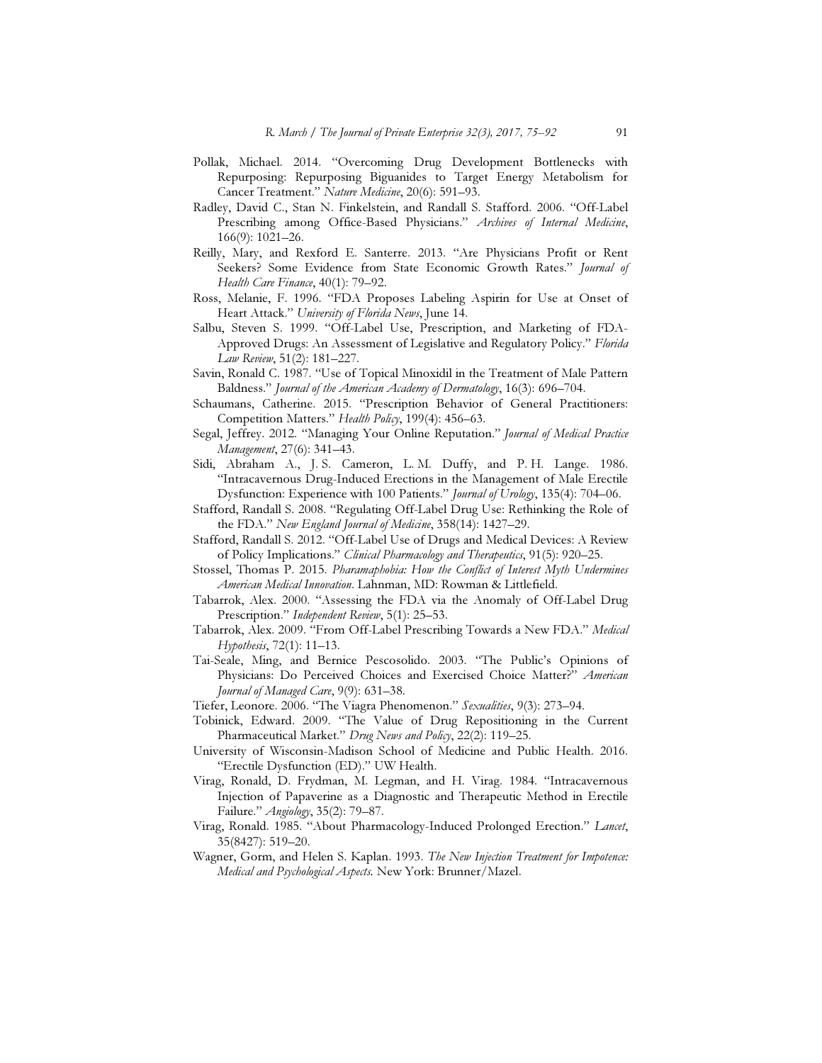Pollak, Michael. 2014. "Overcoming Drug Development Bottlenecks with Repurposing: Repurposing Biguanides to Target Energy Metabolism for Cancer Treatment." *Nature Medicine*, 20(6): 591–93.

Radley, David C., Stan N. Finkelstein, and Randall S. Stafford. 2006. "Off-Label Prescribing among Office-Based Physicians." *Archives of Internal Medicine*, 166(9): 1021–26.

Reilly, Mary, and Rexford E. Santerre. 2013. "Are Physicians Profit or Rent Seekers? Some Evidence from State Economic Growth Rates." *Journal of Health Care Finance*, 40(1): 79–92.

Ross, Melanie, F. 1996. "FDA Proposes Labeling Aspirin for Use at Onset of Heart Attack." *University of Florida News*, June 14.

Salbu, Steven S. 1999. "Off-Label Use, Prescription, and Marketing of FDA-Approved Drugs: An Assessment of Legislative and Regulatory Policy." *Florida Law Review*, 51(2): 181–227.

Savin, Ronald C. 1987. "Use of Topical Minoxidil in the Treatment of Male Pattern Baldness." *Journal of the American Academy of Dermatology*, 16(3): 696–704.

Schaumans, Catherine. 2015. "Prescription Behavior of General Practitioners: Competition Matters." *Health Policy*, 199(4): 456–63.

Segal, Jeffrey. 2012. "Managing Your Online Reputation." *Journal of Medical Practice Management*, 27(6): 341–43.

Sidi, Abraham A., J. S. Cameron, L. M. Duffy, and P. H. Lange. 1986. "Intracavernous Drug-Induced Erections in the Management of Male Erectile Dysfunction: Experience with 100 Patients." *Journal of Urology*, 135(4): 704–06.

Stafford, Randall S. 2008. "Regulating Off-Label Drug Use: Rethinking the Role of the FDA." *New England Journal of Medicine*, 358(14): 1427–29.

Stafford, Randall S. 2012. "Off-Label Use of Drugs and Medical Devices: A Review of Policy Implications." *Clinical Pharmacology and Therapeutics*, 91(5): 920–25.

Stossel, Thomas P. 2015. *Pharamaphobia: How the Conflict of Interest Myth Undermines American Medical Innovation*. Lahnman, MD: Rowman & Littlefield.

Tabarrok, Alex. 2000. "Assessing the FDA via the Anomaly of Off-Label Drug Prescription." *Independent Review*, 5(1): 25–53.

Tabarrok, Alex. 2009. "From Off-Label Prescribing Towards a New FDA." *Medical Hypothesis*, 72(1): 11–13.

Tai-Seale, Ming, and Bernice Pescosolido. 2003. "The Public's Opinions of Physicians: Do Perceived Choices and Exercised Choice Matter?" *American Journal of Managed Care*, 9(9): 631–38.

Tiefer, Leonore. 2006. "The Viagra Phenomenon." *Sexualities*, 9(3): 273–94.

Tobinick, Edward. 2009. "The Value of Drug Repositioning in the Current Pharmaceutical Market." *Drug News and Policy*, 22(2): 119–25.

University of Wisconsin-Madison School of Medicine and Public Health. 2016. "Erectile Dysfunction (ED)." UW Health.

Virag, Ronald, D. Frydman, M. Legman, and H. Virag. 1984. "Intracavernous Injection of Papaverine as a Diagnostic and Therapeutic Method in Erectile Failure." *Angiology*, 35(2): 79–87.

Virag, Ronald. 1985. "About Pharmacology-Induced Prolonged Erection." *Lancet*, 35(8427): 519–20.

Wagner, Gorm, and Helen S. Kaplan. 1993. *The New Injection Treatment for Impotence: Medical and Psychological Aspects.* New York: Brunner/Mazel.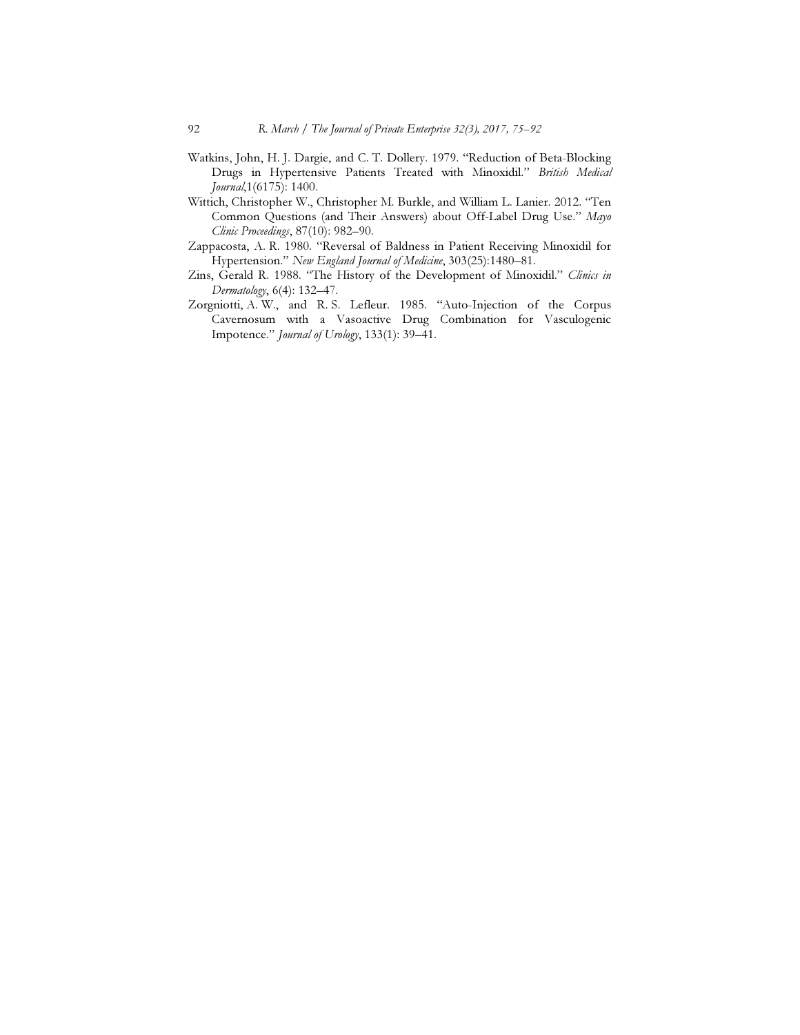Watkins, John, H. J. Dargie, and C. T. Dollery. 1979. "Reduction of Beta-Blocking Drugs in Hypertensive Patients Treated with Minoxidil." *British Medical Journal*,1(6175): 1400.

Wittich, Christopher W., Christopher M. Burkle, and William L. Lanier. 2012. "Ten Common Questions (and Their Answers) about Off-Label Drug Use." *Mayo Clinic Proceedings*, 87(10): 982–90.

Zappacosta, A. R. 1980. "Reversal of Baldness in Patient Receiving Minoxidil for Hypertension." *New England Journal of Medicine*, 303(25):1480–81.

Zins, Gerald R. 1988. "The History of the Development of Minoxidil." *Clinics in Dermatology*, 6(4): 132–47.

Zorgniotti, A. W., and R. S. Lefleur. 1985. "Auto-Injection of the Corpus Cavernosum with a Vasoactive Drug Combination for Vasculogenic Impotence." *Journal of Urology*, 133(1): 39–41.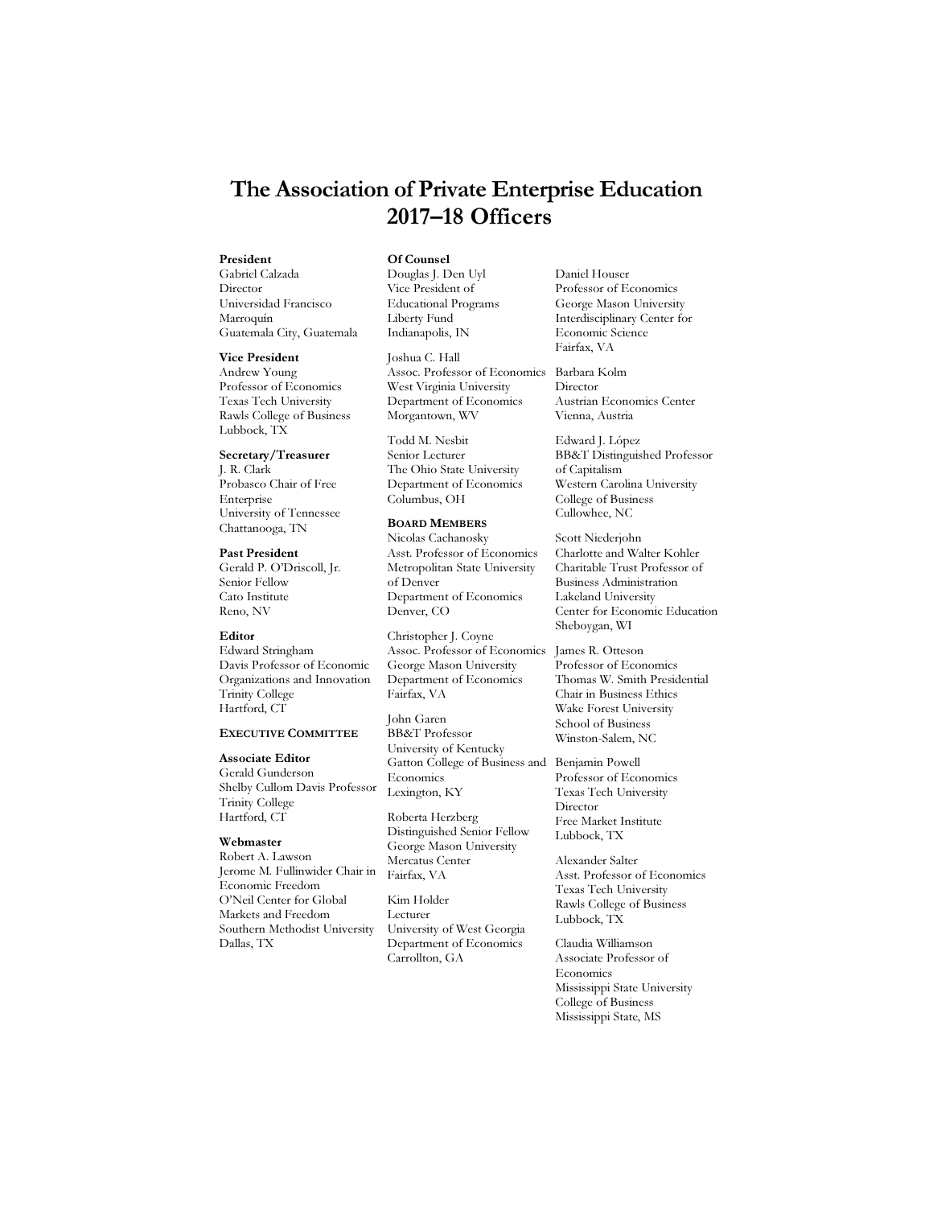# The Association of Private Enterprise Education 2017–18 Officers

**President**
Gabriel Calzada
Director
Universidad Francisco Marroquín
Guatemala City, Guatemala

**Vice President**
Andrew Young
Professor of Economics
Texas Tech University
Rawls College of Business
Lubbock, TX

**Secretary/Treasurer**
J. R. Clark
Probasco Chair of Free Enterprise
University of Tennessee
Chattanooga, TN

**Past President**
Gerald P. O'Driscoll, Jr.
Senior Fellow
Cato Institute
Reno, NV

**Editor**
Edward Stringham
Davis Professor of Economic Organizations and Innovation
Trinity College
Hartford, CT

**EXECUTIVE COMMITTEE**

**Associate Editor**
Gerald Gunderson
Shelby Cullom Davis Professor
Trinity College
Hartford, CT

**Webmaster**
Robert A. Lawson
Jerome M. Fullinwider Chair in Economic Freedom
O'Neil Center for Global Markets and Freedom
Southern Methodist University
Dallas, TX

**Of Counsel**
Douglas J. Den Uyl
Vice President of Educational Programs
Liberty Fund
Indianapolis, IN

Joshua C. Hall
Assoc. Professor of Economics
West Virginia University
Department of Economics
Morgantown, WV

Todd M. Nesbit
Senior Lecturer
The Ohio State University
Department of Economics
Columbus, OH

**BOARD MEMBERS**

Nicolas Cachanosky
Asst. Professor of Economics
Metropolitan State University of Denver
Department of Economics
Denver, CO

Christopher J. Coyne
Assoc. Professor of Economics
George Mason University
Department of Economics
Fairfax, VA

John Garen
BB&T Professor
University of Kentucky
Gatton College of Business and Economics
Lexington, KY

Roberta Herzberg
Distinguished Senior Fellow
George Mason University
Mercatus Center
Fairfax, VA

Kim Holder
Lecturer
University of West Georgia
Department of Economics
Carrollton, GA

Daniel Houser
Professor of Economics
George Mason University
Interdisciplinary Center for Economic Science
Fairfax, VA

Barbara Kolm
Director
Austrian Economics Center
Vienna, Austria

Edward J. López
BB&T Distinguished Professor of Capitalism
Western Carolina University
College of Business
Cullowhee, NC

Scott Niederjohn
Charlotte and Walter Kohler Charitable Trust Professor of Business Administration
Lakeland University
Center for Economic Education
Sheboygan, WI

James R. Otteson
Professor of Economics
Thomas W. Smith Presidential Chair in Business Ethics
Wake Forest University
School of Business
Winston-Salem, NC

Benjamin Powell
Professor of Economics
Texas Tech University
Director
Free Market Institute
Lubbock, TX

Alexander Salter
Asst. Professor of Economics
Texas Tech University
Rawls College of Business
Lubbock, TX

Claudia Williamson
Associate Professor of Economics
Mississippi State University
College of Business
Mississippi State, MS